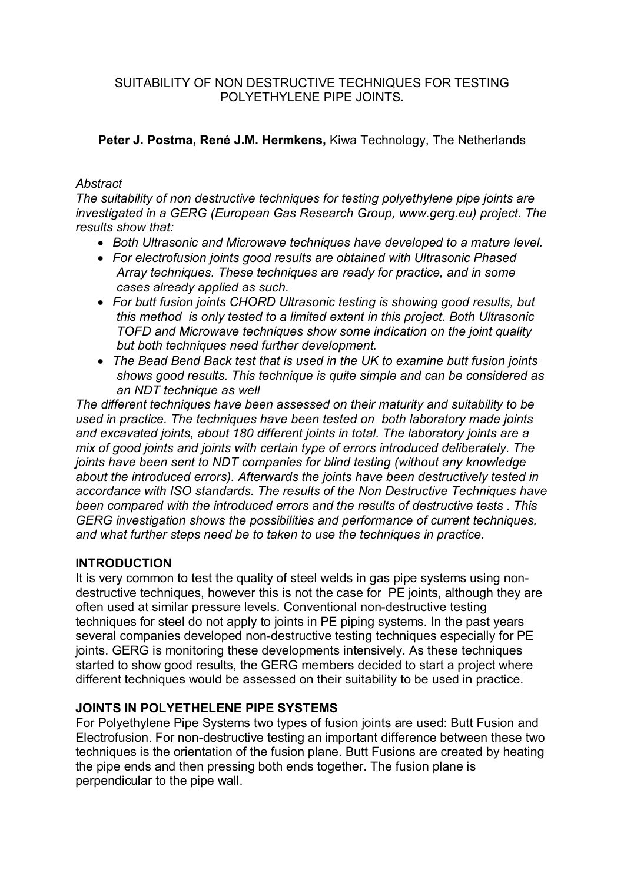# SUITABILITY OF NON DESTRUCTIVE TECHNIQUES FOR TESTING POLYETHYLENE PIPE JOINTS.

**Peter J. Postma, René J.M. Hermkens,** Kiwa Technology, The Netherlands

*Abstract*

*The suitability of non destructive techniques for testing polyethylene pipe joints are investigated in a GERG (European Gas Research Group, www.gerg.eu) project. The results show that:*

- *Both Ultrasonic and Microwave techniques have developed to a mature level.*
- *For electrofusion joints good results are obtained with Ultrasonic Phased Array techniques. These techniques are ready for practice, and in some cases already applied as such.*
- *For butt fusion joints CHORD Ultrasonic testing is showing good results, but this method is only tested to a limited extent in this project. Both Ultrasonic TOFD and Microwave techniques show some indication on the joint quality but both techniques need further development.*
- *The Bead Bend Back test that is used in the UK to examine butt fusion joints shows good results. This technique is quite simple and can be considered as an NDT technique as well*

*The different techniques have been assessed on their maturity and suitability to be used in practice. The techniques have been tested on both laboratory made joints and excavated joints, about 180 different joints in total. The laboratory joints are a mix of good joints and joints with certain type of errors introduced deliberately. The joints have been sent to NDT companies for blind testing (without any knowledge about the introduced errors). Afterwards the joints have been destructively tested in accordance with ISO standards. The results of the Non Destructive Techniques have been compared with the introduced errors and the results of destructive tests . This GERG investigation shows the possibilities and performance of current techniques, and what further steps need be to taken to use the techniques in practice.*

## INTRODUCTION

It is very common to test the quality of steel welds in gas pipe systems using non-destructive techniques, however this is not the case for PE joints, although they are often used at similar pressure levels. Conventional non-destructive testing techniques for steel do not apply to joints in PE piping systems. In the past years several companies developed non-destructive testing techniques especially for PE joints. GERG is monitoring these developments intensively. As these techniques started to show good results, the GERG members decided to start a project where different techniques would be assessed on their suitability to be used in practice.

## JOINTS IN POLYETHELENE PIPE SYSTEMS

For Polyethylene Pipe Systems two types of fusion joints are used: Butt Fusion and Electrofusion. For non-destructive testing an important difference between these two techniques is the orientation of the fusion plane. Butt Fusions are created by heating the pipe ends and then pressing both ends together. The fusion plane is perpendicular to the pipe wall.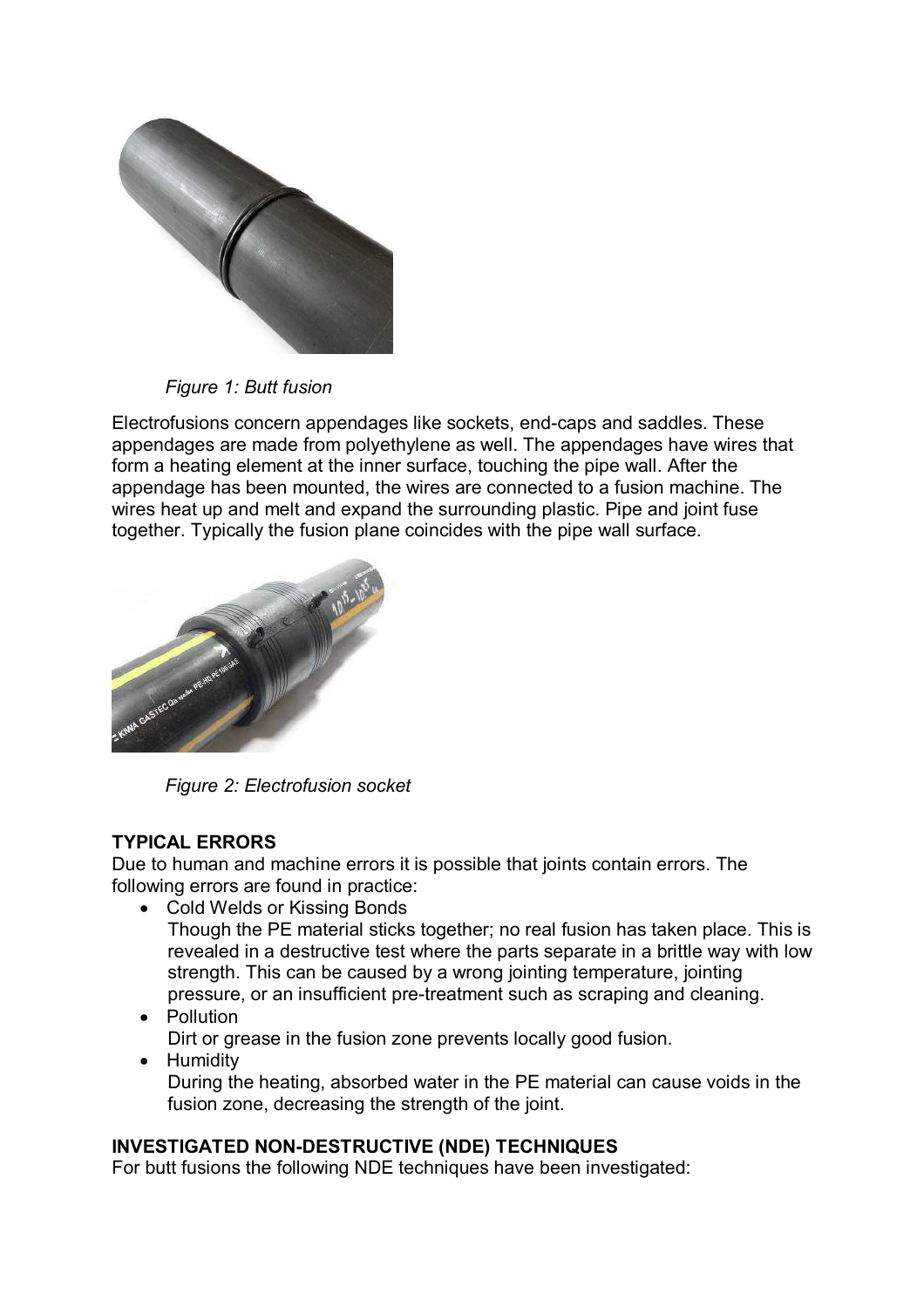*Figure 1: Butt fusion*

Electrofusions concern appendages like sockets, end-caps and saddles. These appendages are made from polyethylene as well. The appendages have wires that form a heating element at the inner surface, touching the pipe wall. After the appendage has been mounted, the wires are connected to a fusion machine. The wires heat up and melt and expand the surrounding plastic. Pipe and joint fuse together. Typically the fusion plane coincides with the pipe wall surface.

*Figure 2: Electrofusion socket*

**TYPICAL ERRORS**

Due to human and machine errors it is possible that joints contain errors. The following errors are found in practice:

- Cold Welds or Kissing Bonds
  Though the PE material sticks together; no real fusion has taken place. This is revealed in a destructive test where the parts separate in a brittle way with low strength. This can be caused by a wrong jointing temperature, jointing pressure, or an insufficient pre-treatment such as scraping and cleaning.
- Pollution
  Dirt or grease in the fusion zone prevents locally good fusion.
- Humidity
  During the heating, absorbed water in the PE material can cause voids in the fusion zone, decreasing the strength of the joint.

**INVESTIGATED NON-DESTRUCTIVE (NDE) TECHNIQUES**

For butt fusions the following NDE techniques have been investigated: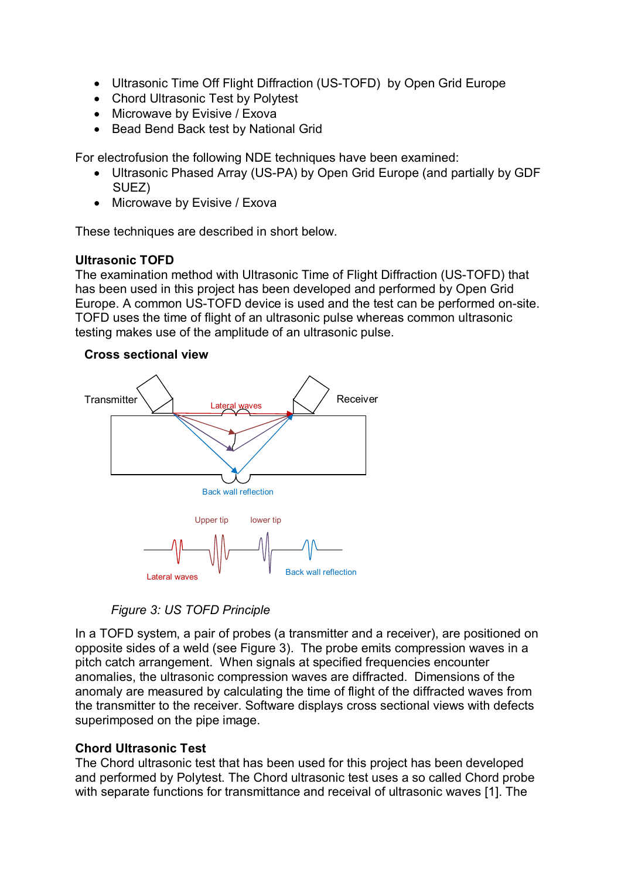- Ultrasonic Time Off Flight Diffraction (US-TOFD) by Open Grid Europe
- Chord Ultrasonic Test by Polytest
- Microwave by Evisive / Exova
- Bead Bend Back test by National Grid

For electrofusion the following NDE techniques have been examined:

- Ultrasonic Phased Array (US-PA) by Open Grid Europe (and partially by GDF SUEZ)
- Microwave by Evisive / Exova

These techniques are described in short below.

**Ultrasonic TOFD**

The examination method with Ultrasonic Time of Flight Diffraction (US-TOFD) that has been used in this project has been developed and performed by Open Grid Europe. A common US-TOFD device is used and the test can be performed on-site. TOFD uses the time of flight of an ultrasonic pulse whereas common ultrasonic testing makes use of the amplitude of an ultrasonic pulse.

**Cross sectional view**

Transmitter — Lateral waves — Receiver

Back wall reflection

Upper tip — lower tip

Lateral waves — Back wall reflection

*Figure 3: US TOFD Principle*

In a TOFD system, a pair of probes (a transmitter and a receiver), are positioned on opposite sides of a weld (see Figure 3). The probe emits compression waves in a pitch catch arrangement. When signals at specified frequencies encounter anomalies, the ultrasonic compression waves are diffracted. Dimensions of the anomaly are measured by calculating the time of flight of the diffracted waves from the transmitter to the receiver. Software displays cross sectional views with defects superimposed on the pipe image.

**Chord Ultrasonic Test**

The Chord ultrasonic test that has been used for this project has been developed and performed by Polytest. The Chord ultrasonic test uses a so called Chord probe with separate functions for transmittance and receival of ultrasonic waves [1]. The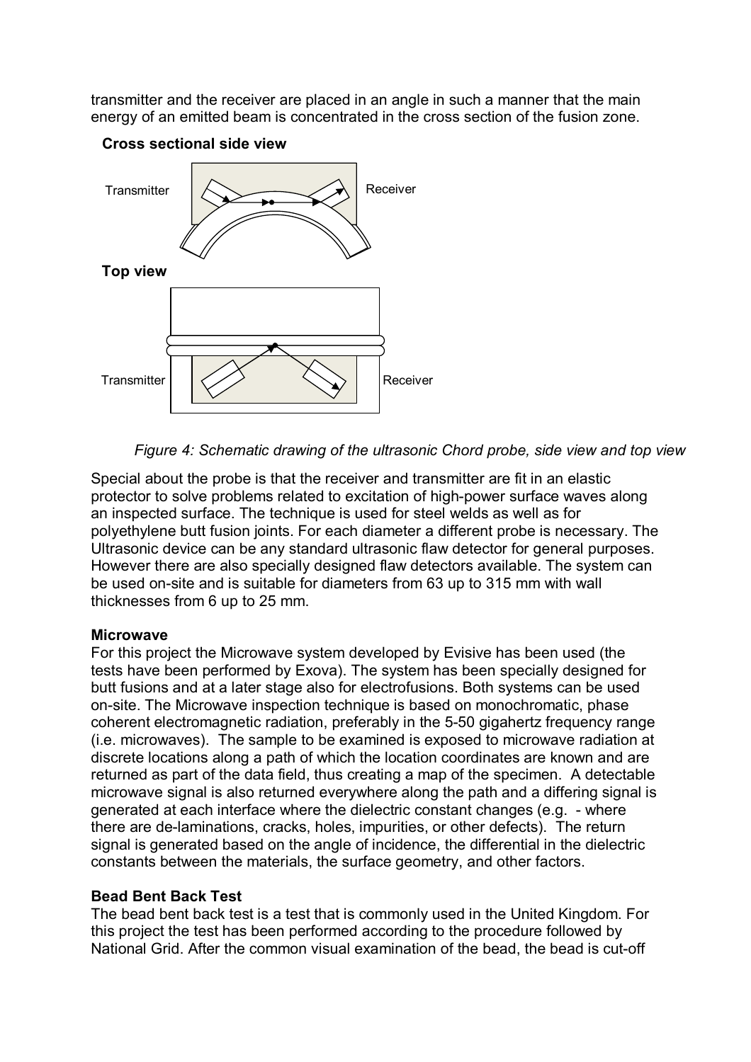transmitter and the receiver are placed in an angle in such a manner that the main energy of an emitted beam is concentrated in the cross section of the fusion zone.

**Cross sectional side view**

Transmitter Receiver

**Top view**

Transmitter Receiver

*Figure 4: Schematic drawing of the ultrasonic Chord probe, side view and top view*

Special about the probe is that the receiver and transmitter are fit in an elastic protector to solve problems related to excitation of high-power surface waves along an inspected surface. The technique is used for steel welds as well as for polyethylene butt fusion joints. For each diameter a different probe is necessary. The Ultrasonic device can be any standard ultrasonic flaw detector for general purposes. However there are also specially designed flaw detectors available. The system can be used on-site and is suitable for diameters from 63 up to 315 mm with wall thicknesses from 6 up to 25 mm.

**Microwave**

For this project the Microwave system developed by Evisive has been used (the tests have been performed by Exova). The system has been specially designed for butt fusions and at a later stage also for electrofusions. Both systems can be used on-site. The Microwave inspection technique is based on monochromatic, phase coherent electromagnetic radiation, preferably in the 5-50 gigahertz frequency range (i.e. microwaves). The sample to be examined is exposed to microwave radiation at discrete locations along a path of which the location coordinates are known and are returned as part of the data field, thus creating a map of the specimen. A detectable microwave signal is also returned everywhere along the path and a differing signal is generated at each interface where the dielectric constant changes (e.g. - where there are de-laminations, cracks, holes, impurities, or other defects). The return signal is generated based on the angle of incidence, the differential in the dielectric constants between the materials, the surface geometry, and other factors.

**Bead Bent Back Test**

The bead bent back test is a test that is commonly used in the United Kingdom. For this project the test has been performed according to the procedure followed by National Grid. After the common visual examination of the bead, the bead is cut-off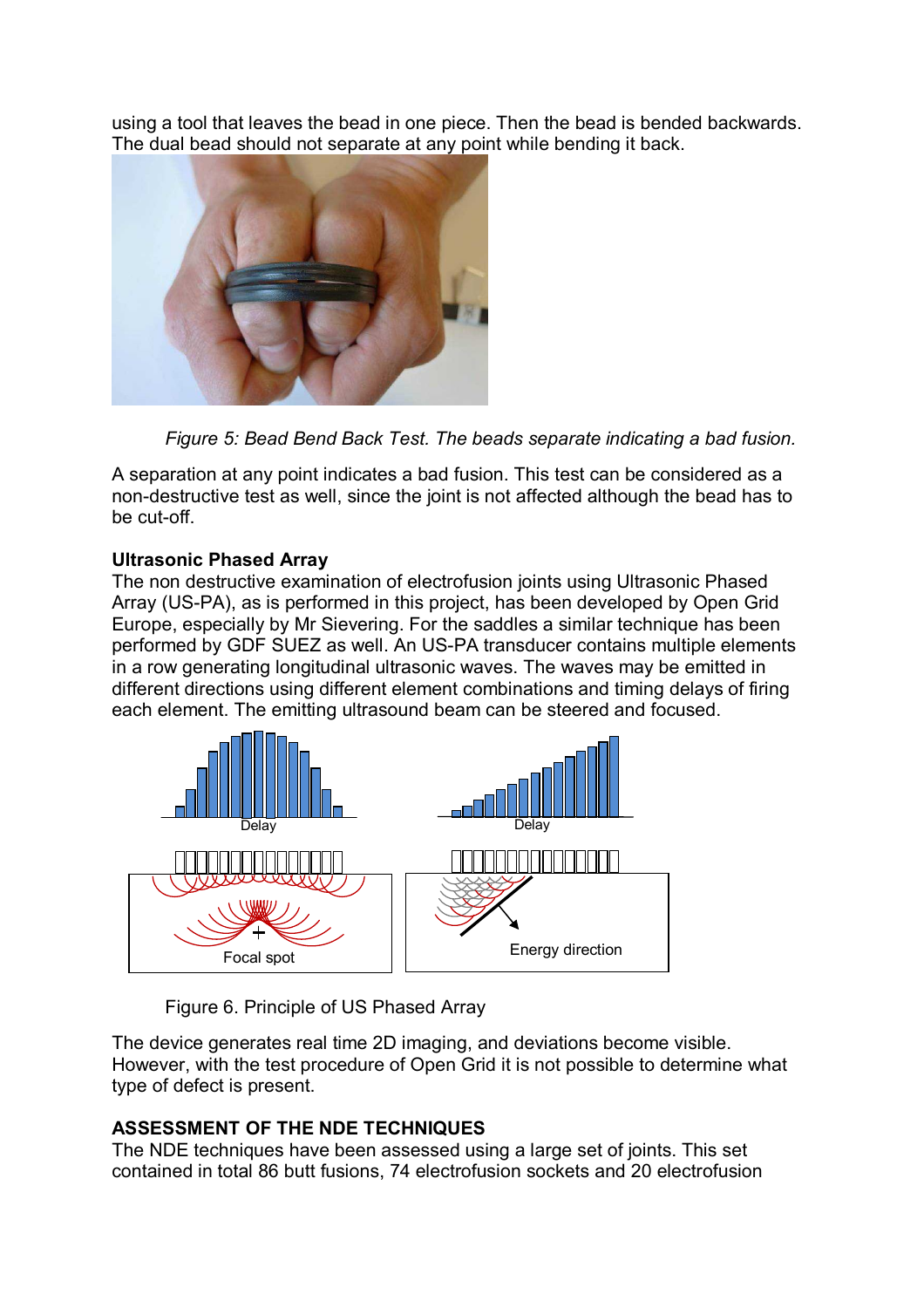using a tool that leaves the bead in one piece. Then the bead is bended backwards. The dual bead should not separate at any point while bending it back.

*Figure 5: Bead Bend Back Test. The beads separate indicating a bad fusion.*

A separation at any point indicates a bad fusion. This test can be considered as a non-destructive test as well, since the joint is not affected although the bead has to be cut-off.

**Ultrasonic Phased Array**

The non destructive examination of electrofusion joints using Ultrasonic Phased Array (US-PA), as is performed in this project, has been developed by Open Grid Europe, especially by Mr Sievering. For the saddles a similar technique has been performed by GDF SUEZ as well. An US-PA transducer contains multiple elements in a row generating longitudinal ultrasonic waves. The waves may be emitted in different directions using different element combinations and timing delays of firing each element. The emitting ultrasound beam can be steered and focused.

Figure 6. Principle of US Phased Array

The device generates real time 2D imaging, and deviations become visible. However, with the test procedure of Open Grid it is not possible to determine what type of defect is present.

**ASSESSMENT OF THE NDE TECHNIQUES**

The NDE techniques have been assessed using a large set of joints. This set contained in total 86 butt fusions, 74 electrofusion sockets and 20 electrofusion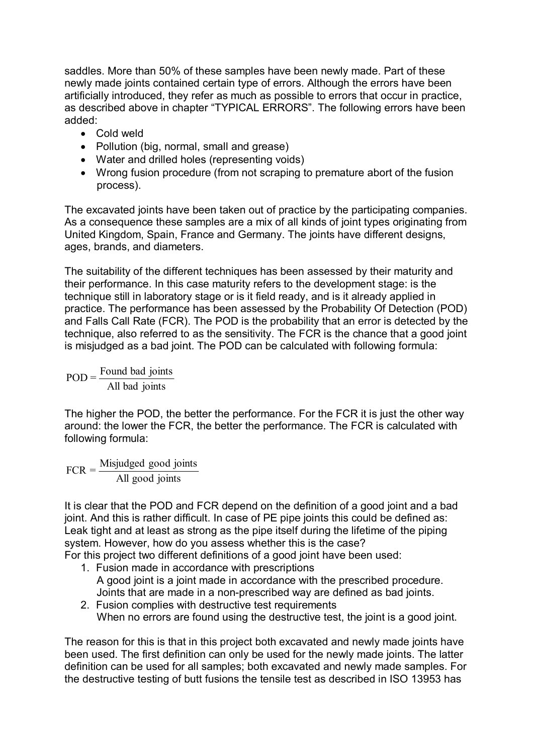saddles. More than 50% of these samples have been newly made. Part of these newly made joints contained certain type of errors. Although the errors have been artificially introduced, they refer as much as possible to errors that occur in practice, as described above in chapter "TYPICAL ERRORS". The following errors have been added:

- Cold weld
- Pollution (big, normal, small and grease)
- Water and drilled holes (representing voids)
- Wrong fusion procedure (from not scraping to premature abort of the fusion process).

The excavated joints have been taken out of practice by the participating companies. As a consequence these samples are a mix of all kinds of joint types originating from United Kingdom, Spain, France and Germany. The joints have different designs, ages, brands, and diameters.

The suitability of the different techniques has been assessed by their maturity and their performance. In this case maturity refers to the development stage: is the technique still in laboratory stage or is it field ready, and is it already applied in practice. The performance has been assessed by the Probability Of Detection (POD) and Falls Call Rate (FCR). The POD is the probability that an error is detected by the technique, also referred to as the sensitivity. The FCR is the chance that a good joint is misjudged as a bad joint. The POD can be calculated with following formula:

$$\mathrm{POD} = \frac{\text{Found bad joints}}{\text{All bad joints}}$$

The higher the POD, the better the performance. For the FCR it is just the other way around: the lower the FCR, the better the performance. The FCR is calculated with following formula:

$$\mathrm{FCR} = \frac{\text{Misjudged good joints}}{\text{All good joints}}$$

It is clear that the POD and FCR depend on the definition of a good joint and a bad joint. And this is rather difficult. In case of PE pipe joints this could be defined as: Leak tight and at least as strong as the pipe itself during the lifetime of the piping system. However, how do you assess whether this is the case?
For this project two different definitions of a good joint have been used:

1. Fusion made in accordance with prescriptions
   A good joint is a joint made in accordance with the prescribed procedure. Joints that are made in a non-prescribed way are defined as bad joints.
2. Fusion complies with destructive test requirements
   When no errors are found using the destructive test, the joint is a good joint.

The reason for this is that in this project both excavated and newly made joints have been used. The first definition can only be used for the newly made joints. The latter definition can be used for all samples; both excavated and newly made samples. For the destructive testing of butt fusions the tensile test as described in ISO 13953 has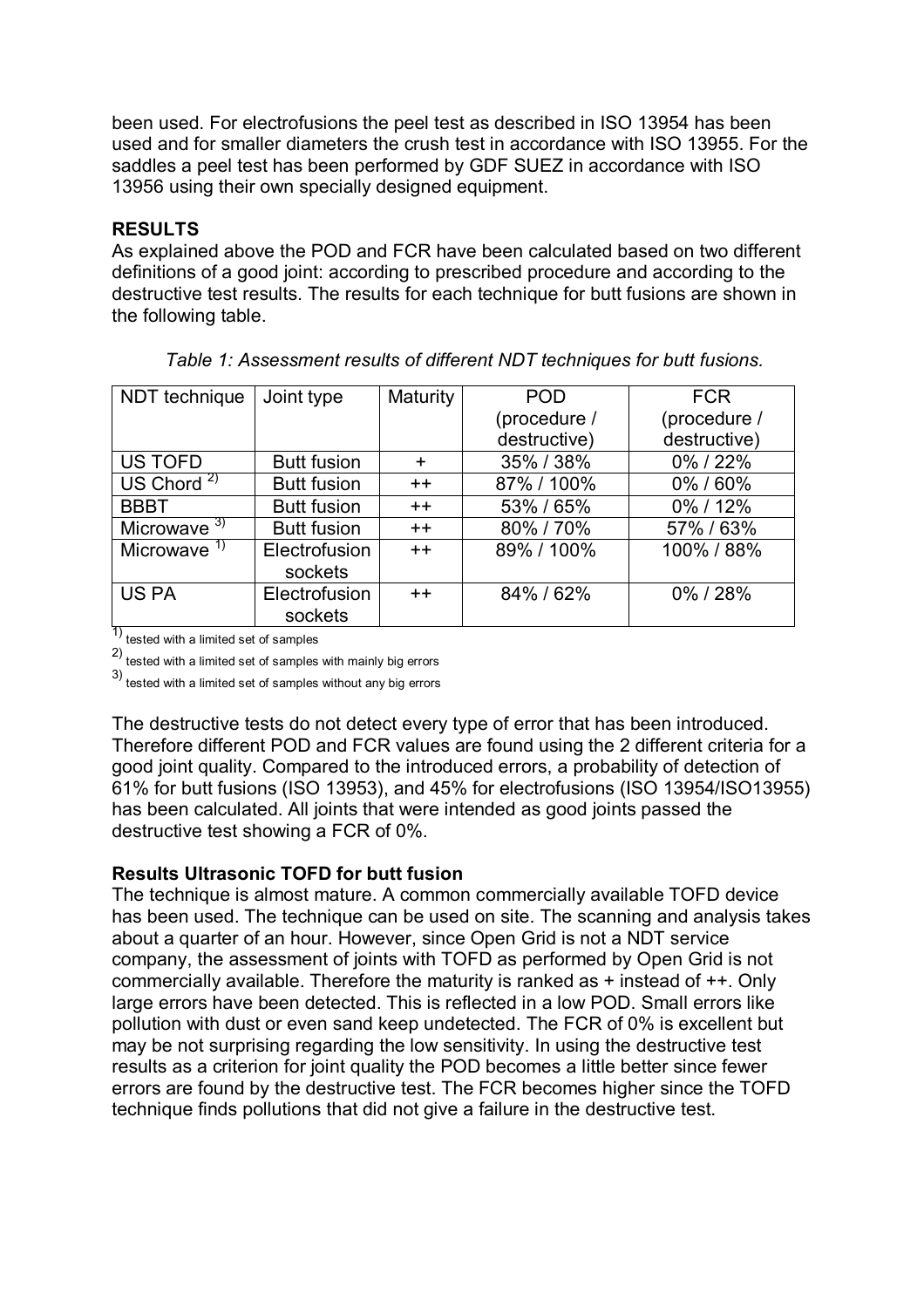been used. For electrofusions the peel test as described in ISO 13954 has been used and for smaller diameters the crush test in accordance with ISO 13955. For the saddles a peel test has been performed by GDF SUEZ in accordance with ISO 13956 using their own specially designed equipment.

**RESULTS**

As explained above the POD and FCR have been calculated based on two different definitions of a good joint: according to prescribed procedure and according to the destructive test results. The results for each technique for butt fusions are shown in the following table.

*Table 1: Assessment results of different NDT techniques for butt fusions.*

| NDT technique | Joint type | Maturity | POD (procedure / destructive) | FCR (procedure / destructive) |
|---|---|---|---|---|
| US TOFD | Butt fusion | + | 35% / 38% | 0% / 22% |
| US Chord [2] | Butt fusion | ++ | 87% / 100% | 0% / 60% |
| BBBT | Butt fusion | ++ | 53% / 65% | 0% / 12% |
| Microwave [3] | Butt fusion | ++ | 80% / 70% | 57% / 63% |
| Microwave [1] | Electrofusion sockets | ++ | 89% / 100% | 100% / 88% |
| US PA | Electrofusion sockets | ++ | 84% / 62% | 0% / 28% |

[1] tested with a limited set of samples

[2] tested with a limited set of samples with mainly big errors

[3] tested with a limited set of samples without any big errors

The destructive tests do not detect every type of error that has been introduced. Therefore different POD and FCR values are found using the 2 different criteria for a good joint quality. Compared to the introduced errors, a probability of detection of 61% for butt fusions (ISO 13953), and 45% for electrofusions (ISO 13954/ISO13955) has been calculated. All joints that were intended as good joints passed the destructive test showing a FCR of 0%.

**Results Ultrasonic TOFD for butt fusion**

The technique is almost mature. A common commercially available TOFD device has been used. The technique can be used on site. The scanning and analysis takes about a quarter of an hour. However, since Open Grid is not a NDT service company, the assessment of joints with TOFD as performed by Open Grid is not commercially available. Therefore the maturity is ranked as + instead of ++. Only large errors have been detected. This is reflected in a low POD. Small errors like pollution with dust or even sand keep undetected. The FCR of 0% is excellent but may be not surprising regarding the low sensitivity. In using the destructive test results as a criterion for joint quality the POD becomes a little better since fewer errors are found by the destructive test. The FCR becomes higher since the TOFD technique finds pollutions that did not give a failure in the destructive test.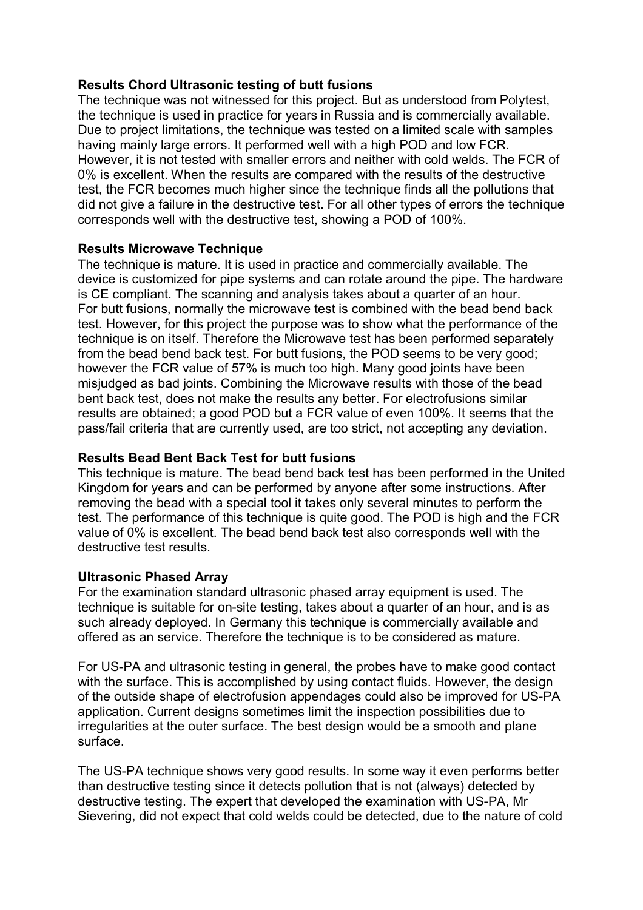**Results Chord Ultrasonic testing of butt fusions**

The technique was not witnessed for this project. But as understood from Polytest, the technique is used in practice for years in Russia and is commercially available. Due to project limitations, the technique was tested on a limited scale with samples having mainly large errors. It performed well with a high POD and low FCR. However, it is not tested with smaller errors and neither with cold welds. The FCR of 0% is excellent. When the results are compared with the results of the destructive test, the FCR becomes much higher since the technique finds all the pollutions that did not give a failure in the destructive test. For all other types of errors the technique corresponds well with the destructive test, showing a POD of 100%.

**Results Microwave Technique**

The technique is mature. It is used in practice and commercially available. The device is customized for pipe systems and can rotate around the pipe. The hardware is CE compliant. The scanning and analysis takes about a quarter of an hour. For butt fusions, normally the microwave test is combined with the bead bend back test. However, for this project the purpose was to show what the performance of the technique is on itself. Therefore the Microwave test has been performed separately from the bead bend back test. For butt fusions, the POD seems to be very good; however the FCR value of 57% is much too high. Many good joints have been misjudged as bad joints. Combining the Microwave results with those of the bead bent back test, does not make the results any better. For electrofusions similar results are obtained; a good POD but a FCR value of even 100%. It seems that the pass/fail criteria that are currently used, are too strict, not accepting any deviation.

**Results Bead Bent Back Test for butt fusions**

This technique is mature. The bead bend back test has been performed in the United Kingdom for years and can be performed by anyone after some instructions. After removing the bead with a special tool it takes only several minutes to perform the test. The performance of this technique is quite good. The POD is high and the FCR value of 0% is excellent. The bead bend back test also corresponds well with the destructive test results.

**Ultrasonic Phased Array**

For the examination standard ultrasonic phased array equipment is used. The technique is suitable for on-site testing, takes about a quarter of an hour, and is as such already deployed. In Germany this technique is commercially available and offered as an service. Therefore the technique is to be considered as mature.

For US-PA and ultrasonic testing in general, the probes have to make good contact with the surface. This is accomplished by using contact fluids. However, the design of the outside shape of electrofusion appendages could also be improved for US-PA application. Current designs sometimes limit the inspection possibilities due to irregularities at the outer surface. The best design would be a smooth and plane surface.

The US-PA technique shows very good results. In some way it even performs better than destructive testing since it detects pollution that is not (always) detected by destructive testing. The expert that developed the examination with US-PA, Mr Sievering, did not expect that cold welds could be detected, due to the nature of cold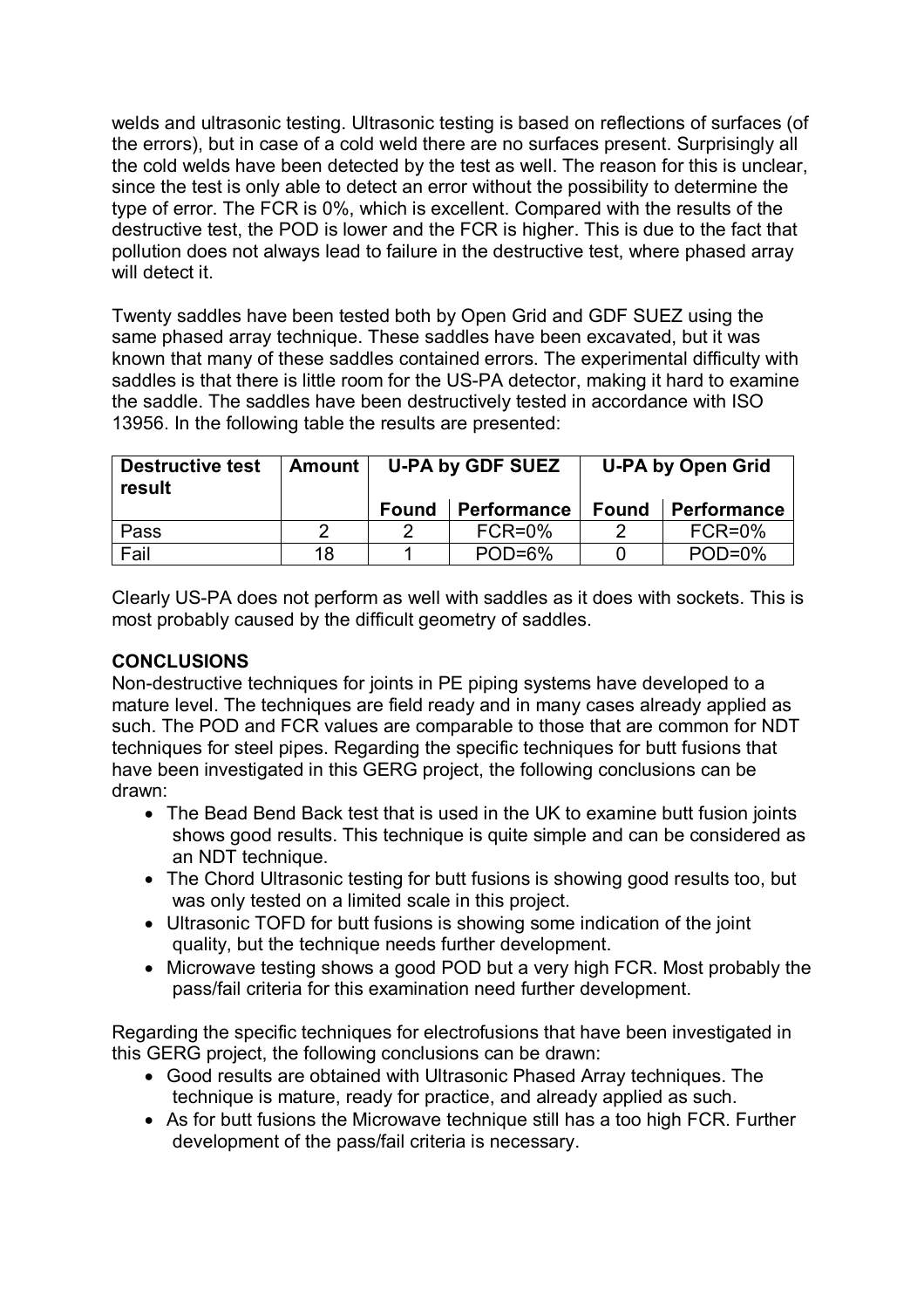welds and ultrasonic testing. Ultrasonic testing is based on reflections of surfaces (of the errors), but in case of a cold weld there are no surfaces present. Surprisingly all the cold welds have been detected by the test as well. The reason for this is unclear, since the test is only able to detect an error without the possibility to determine the type of error. The FCR is 0%, which is excellent. Compared with the results of the destructive test, the POD is lower and the FCR is higher. This is due to the fact that pollution does not always lead to failure in the destructive test, where phased array will detect it.

Twenty saddles have been tested both by Open Grid and GDF SUEZ using the same phased array technique. These saddles have been excavated, but it was known that many of these saddles contained errors. The experimental difficulty with saddles is that there is little room for the US-PA detector, making it hard to examine the saddle. The saddles have been destructively tested in accordance with ISO 13956. In the following table the results are presented:

| Destructive test result | Amount | U-PA by GDF SUEZ | | U-PA by Open Grid | |
|---|---|---|---|---|---|
| | | Found | Performance | Found | Performance |
| Pass | 2 | 2 | FCR=0% | 2 | FCR=0% |
| Fail | 18 | 1 | POD=6% | 0 | POD=0% |

Clearly US-PA does not perform as well with saddles as it does with sockets. This is most probably caused by the difficult geometry of saddles.

**CONCLUSIONS**

Non-destructive techniques for joints in PE piping systems have developed to a mature level. The techniques are field ready and in many cases already applied as such. The POD and FCR values are comparable to those that are common for NDT techniques for steel pipes. Regarding the specific techniques for butt fusions that have been investigated in this GERG project, the following conclusions can be drawn:

- The Bead Bend Back test that is used in the UK to examine butt fusion joints shows good results. This technique is quite simple and can be considered as an NDT technique.
- The Chord Ultrasonic testing for butt fusions is showing good results too, but was only tested on a limited scale in this project.
- Ultrasonic TOFD for butt fusions is showing some indication of the joint quality, but the technique needs further development.
- Microwave testing shows a good POD but a very high FCR. Most probably the pass/fail criteria for this examination need further development.

Regarding the specific techniques for electrofusions that have been investigated in this GERG project, the following conclusions can be drawn:

- Good results are obtained with Ultrasonic Phased Array techniques. The technique is mature, ready for practice, and already applied as such.
- As for butt fusions the Microwave technique still has a too high FCR. Further development of the pass/fail criteria is necessary.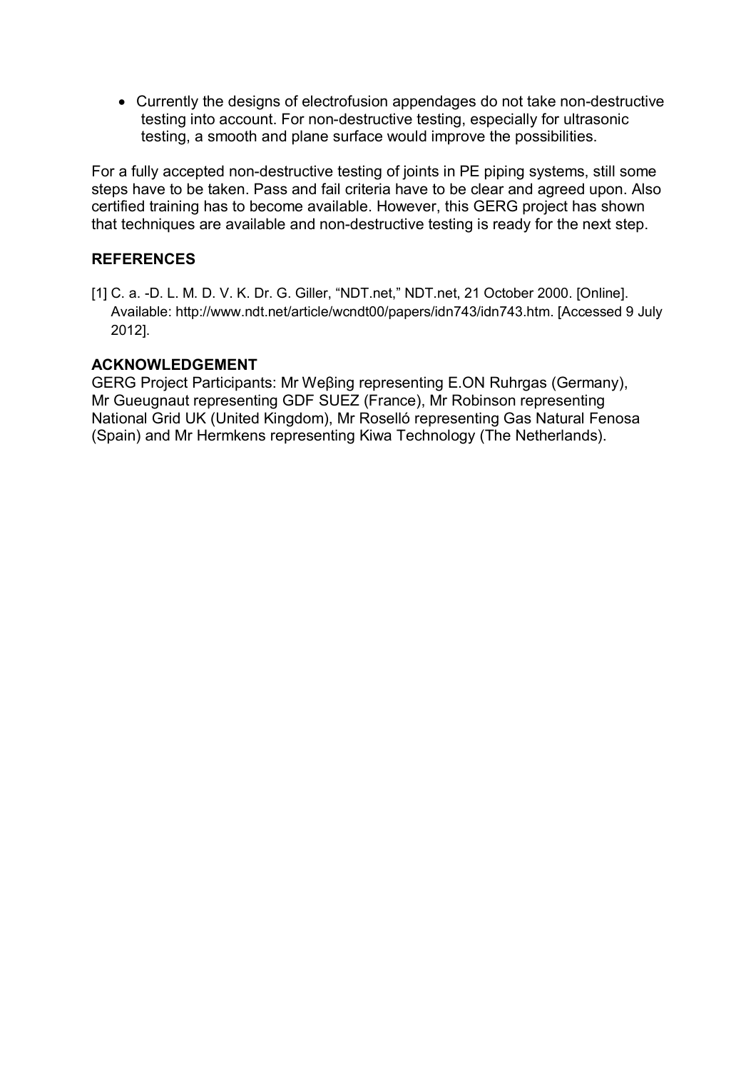- Currently the designs of electrofusion appendages do not take non-destructive testing into account. For non-destructive testing, especially for ultrasonic testing, a smooth and plane surface would improve the possibilities.

For a fully accepted non-destructive testing of joints in PE piping systems, still some steps have to be taken. Pass and fail criteria have to be clear and agreed upon. Also certified training has to become available. However, this GERG project has shown that techniques are available and non-destructive testing is ready for the next step.

## REFERENCES

[1] C. a. -D. L. M. D. V. K. Dr. G. Giller, "NDT.net," NDT.net, 21 October 2000. [Online]. Available: http://www.ndt.net/article/wcndt00/papers/idn743/idn743.htm. [Accessed 9 July 2012].

## ACKNOWLEDGEMENT

GERG Project Participants: Mr Weβing representing E.ON Ruhrgas (Germany), Mr Gueugnaut representing GDF SUEZ (France), Mr Robinson representing National Grid UK (United Kingdom), Mr Roselló representing Gas Natural Fenosa (Spain) and Mr Hermkens representing Kiwa Technology (The Netherlands).